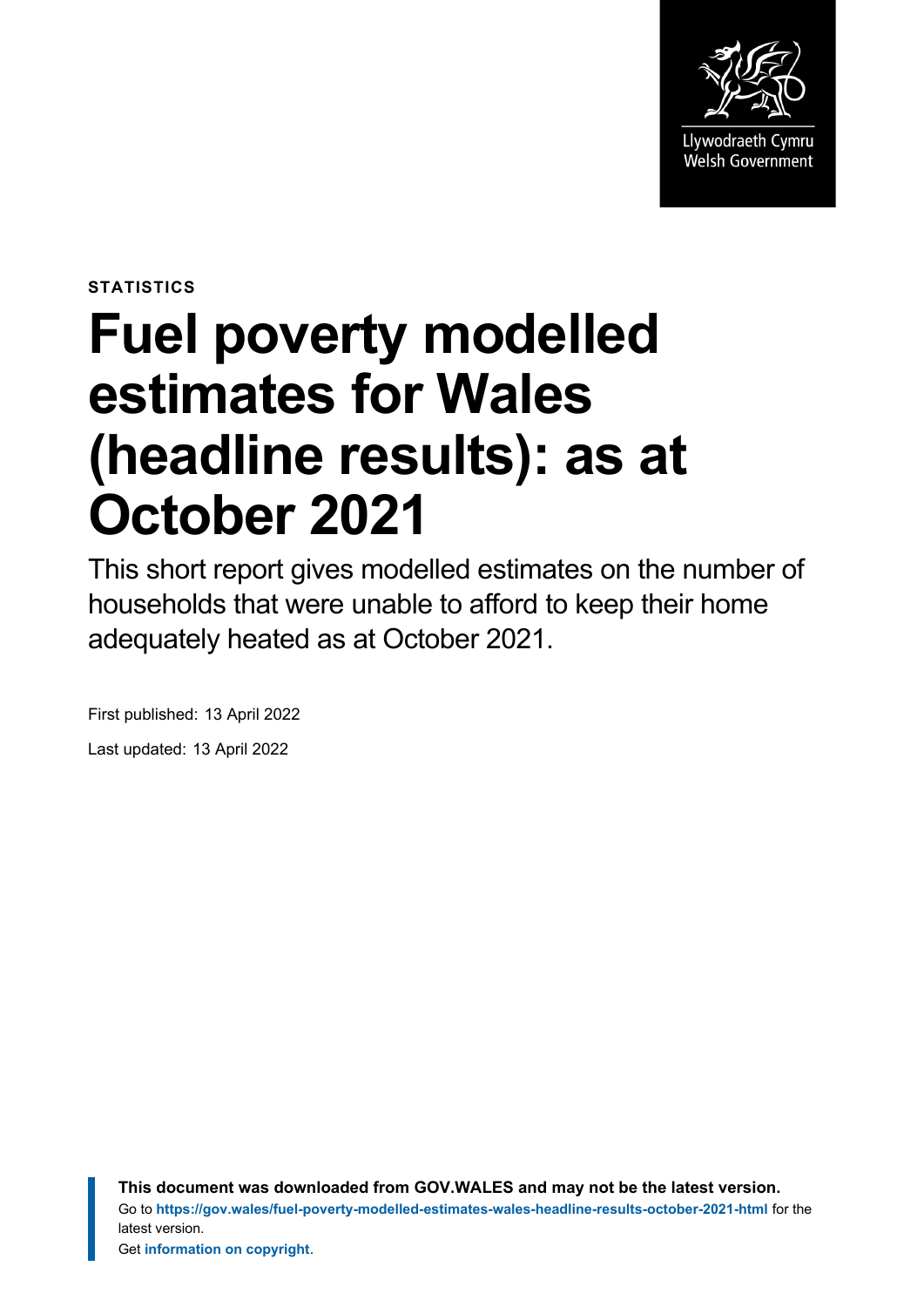Llywodraeth Cymru
Welsh Government

**STATISTICS**

# Fuel poverty modelled estimates for Wales (headline results): as at October 2021

This short report gives modelled estimates on the number of households that were unable to afford to keep their home adequately heated as at October 2021.

First published: 13 April 2022

Last updated: 13 April 2022

**This document was downloaded from GOV.WALES and may not be the latest version.**
Go to **https://gov.wales/fuel-poverty-modelled-estimates-wales-headline-results-october-2021-html** for the latest version.
Get **information on copyright**.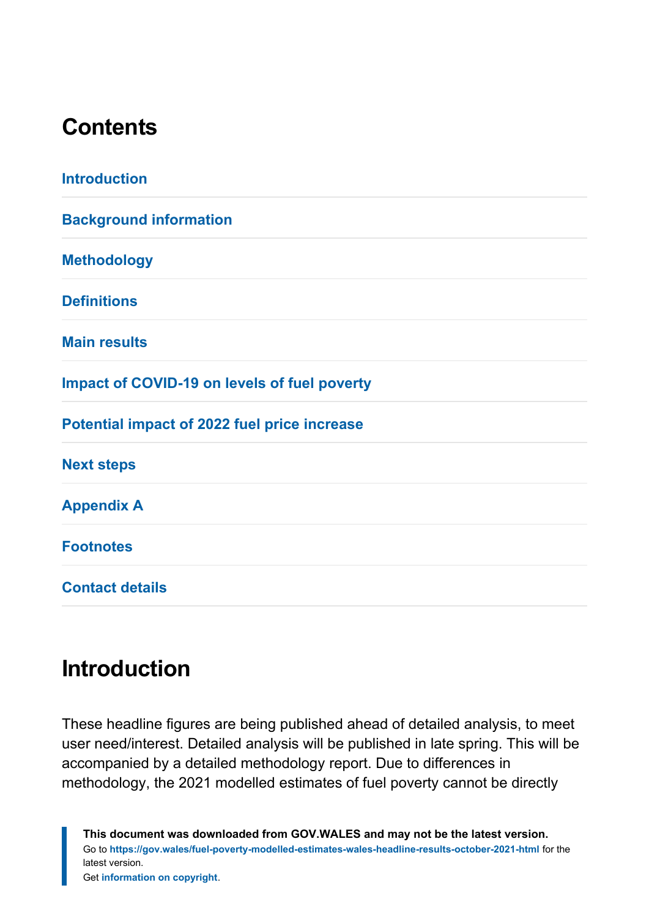## Contents

Introduction

Background information

Methodology

Definitions

Main results

Impact of COVID-19 on levels of fuel poverty

Potential impact of 2022 fuel price increase

Next steps

Appendix A

Footnotes

Contact details

## Introduction

These headline figures are being published ahead of detailed analysis, to meet user need/interest. Detailed analysis will be published in late spring. This will be accompanied by a detailed methodology report. Due to differences in methodology, the 2021 modelled estimates of fuel poverty cannot be directly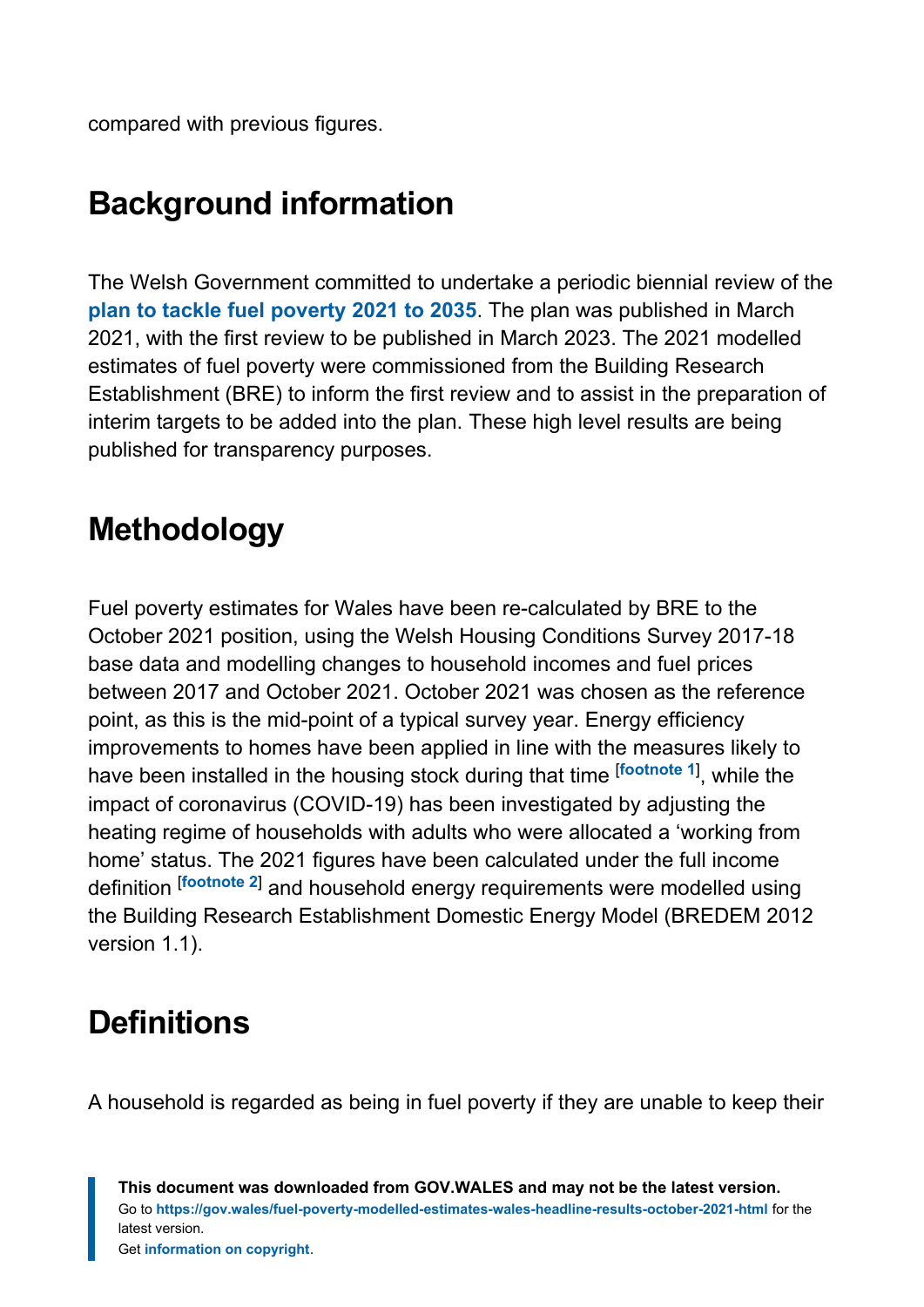compared with previous figures.

## Background information

The Welsh Government committed to undertake a periodic biennial review of the **plan to tackle fuel poverty 2021 to 2035**. The plan was published in March 2021, with the first review to be published in March 2023. The 2021 modelled estimates of fuel poverty were commissioned from the Building Research Establishment (BRE) to inform the first review and to assist in the preparation of interim targets to be added into the plan. These high level results are being published for transparency purposes.

## Methodology

Fuel poverty estimates for Wales have been re-calculated by BRE to the October 2021 position, using the Welsh Housing Conditions Survey 2017-18 base data and modelling changes to household incomes and fuel prices between 2017 and October 2021. October 2021 was chosen as the reference point, as this is the mid-point of a typical survey year. Energy efficiency improvements to homes have been applied in line with the measures likely to have been installed in the housing stock during that time [footnote 1], while the impact of coronavirus (COVID-19) has been investigated by adjusting the heating regime of households with adults who were allocated a 'working from home' status. The 2021 figures have been calculated under the full income definition [footnote 2] and household energy requirements were modelled using the Building Research Establishment Domestic Energy Model (BREDEM 2012 version 1.1).

## Definitions

A household is regarded as being in fuel poverty if they are unable to keep their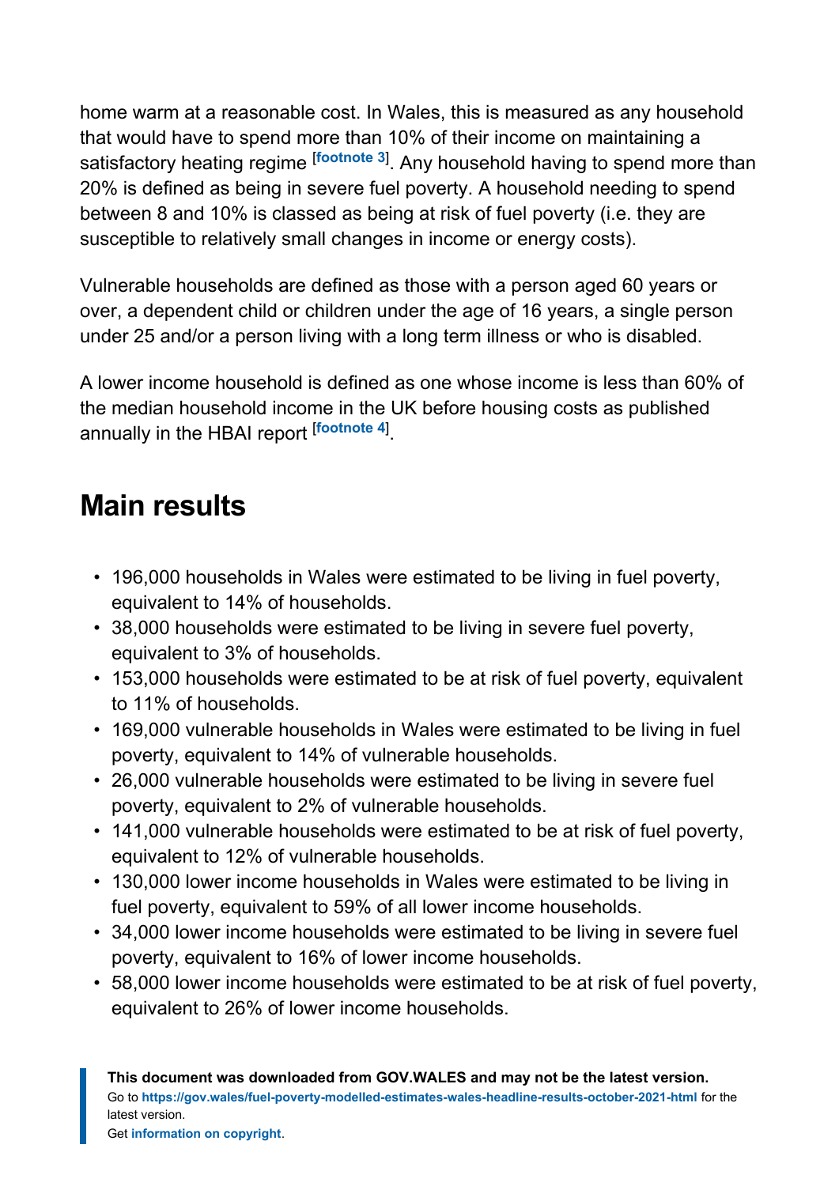home warm at a reasonable cost. In Wales, this is measured as any household that would have to spend more than 10% of their income on maintaining a satisfactory heating regime [footnote 3]. Any household having to spend more than 20% is defined as being in severe fuel poverty. A household needing to spend between 8 and 10% is classed as being at risk of fuel poverty (i.e. they are susceptible to relatively small changes in income or energy costs).

Vulnerable households are defined as those with a person aged 60 years or over, a dependent child or children under the age of 16 years, a single person under 25 and/or a person living with a long term illness or who is disabled.

A lower income household is defined as one whose income is less than 60% of the median household income in the UK before housing costs as published annually in the HBAI report [footnote 4].

## Main results

- 196,000 households in Wales were estimated to be living in fuel poverty, equivalent to 14% of households.
- 38,000 households were estimated to be living in severe fuel poverty, equivalent to 3% of households.
- 153,000 households were estimated to be at risk of fuel poverty, equivalent to 11% of households.
- 169,000 vulnerable households in Wales were estimated to be living in fuel poverty, equivalent to 14% of vulnerable households.
- 26,000 vulnerable households were estimated to be living in severe fuel poverty, equivalent to 2% of vulnerable households.
- 141,000 vulnerable households were estimated to be at risk of fuel poverty, equivalent to 12% of vulnerable households.
- 130,000 lower income households in Wales were estimated to be living in fuel poverty, equivalent to 59% of all lower income households.
- 34,000 lower income households were estimated to be living in severe fuel poverty, equivalent to 16% of lower income households.
- 58,000 lower income households were estimated to be at risk of fuel poverty, equivalent to 26% of lower income households.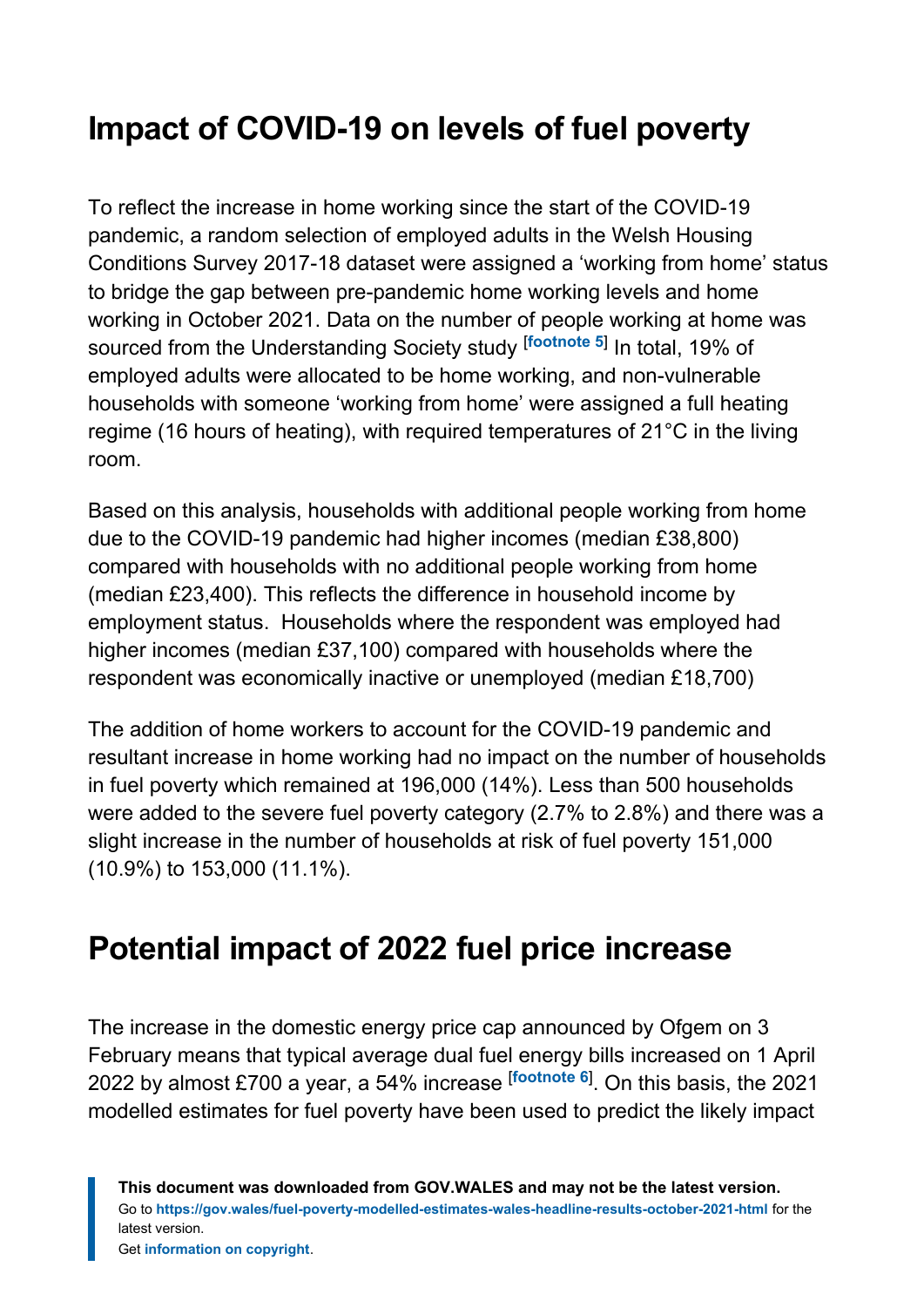## Impact of COVID-19 on levels of fuel poverty

To reflect the increase in home working since the start of the COVID-19 pandemic, a random selection of employed adults in the Welsh Housing Conditions Survey 2017-18 dataset were assigned a 'working from home' status to bridge the gap between pre-pandemic home working levels and home working in October 2021. Data on the number of people working at home was sourced from the Understanding Society study [footnote 5] In total, 19% of employed adults were allocated to be home working, and non-vulnerable households with someone 'working from home' were assigned a full heating regime (16 hours of heating), with required temperatures of 21°C in the living room.

Based on this analysis, households with additional people working from home due to the COVID-19 pandemic had higher incomes (median £38,800) compared with households with no additional people working from home (median £23,400). This reflects the difference in household income by employment status. Households where the respondent was employed had higher incomes (median £37,100) compared with households where the respondent was economically inactive or unemployed (median £18,700)

The addition of home workers to account for the COVID-19 pandemic and resultant increase in home working had no impact on the number of households in fuel poverty which remained at 196,000 (14%). Less than 500 households were added to the severe fuel poverty category (2.7% to 2.8%) and there was a slight increase in the number of households at risk of fuel poverty 151,000 (10.9%) to 153,000 (11.1%).

## Potential impact of 2022 fuel price increase

The increase in the domestic energy price cap announced by Ofgem on 3 February means that typical average dual fuel energy bills increased on 1 April 2022 by almost £700 a year, a 54% increase [footnote 6]. On this basis, the 2021 modelled estimates for fuel poverty have been used to predict the likely impact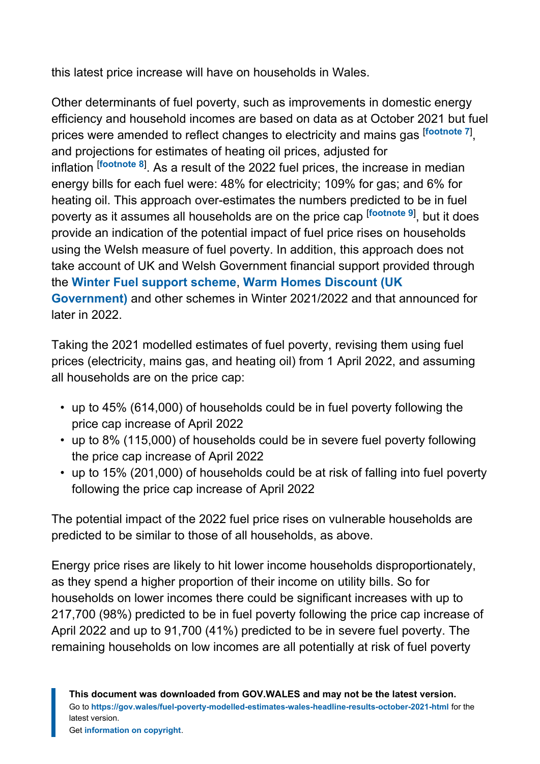this latest price increase will have on households in Wales.

Other determinants of fuel poverty, such as improvements in domestic energy efficiency and household incomes are based on data as at October 2021 but fuel prices were amended to reflect changes to electricity and mains gas [footnote 7], and projections for estimates of heating oil prices, adjusted for inflation [footnote 8]. As a result of the 2022 fuel prices, the increase in median energy bills for each fuel were: 48% for electricity; 109% for gas; and 6% for heating oil. This approach over-estimates the numbers predicted to be in fuel poverty as it assumes all households are on the price cap [footnote 9], but it does provide an indication of the potential impact of fuel price rises on households using the Welsh measure of fuel poverty. In addition, this approach does not take account of UK and Welsh Government financial support provided through the **Winter Fuel support scheme**, **Warm Homes Discount (UK Government)** and other schemes in Winter 2021/2022 and that announced for later in 2022.

Taking the 2021 modelled estimates of fuel poverty, revising them using fuel prices (electricity, mains gas, and heating oil) from 1 April 2022, and assuming all households are on the price cap:

- up to 45% (614,000) of households could be in fuel poverty following the price cap increase of April 2022
- up to 8% (115,000) of households could be in severe fuel poverty following the price cap increase of April 2022
- up to 15% (201,000) of households could be at risk of falling into fuel poverty following the price cap increase of April 2022

The potential impact of the 2022 fuel price rises on vulnerable households are predicted to be similar to those of all households, as above.

Energy price rises are likely to hit lower income households disproportionately, as they spend a higher proportion of their income on utility bills. So for households on lower incomes there could be significant increases with up to 217,700 (98%) predicted to be in fuel poverty following the price cap increase of April 2022 and up to 91,700 (41%) predicted to be in severe fuel poverty. The remaining households on low incomes are all potentially at risk of fuel poverty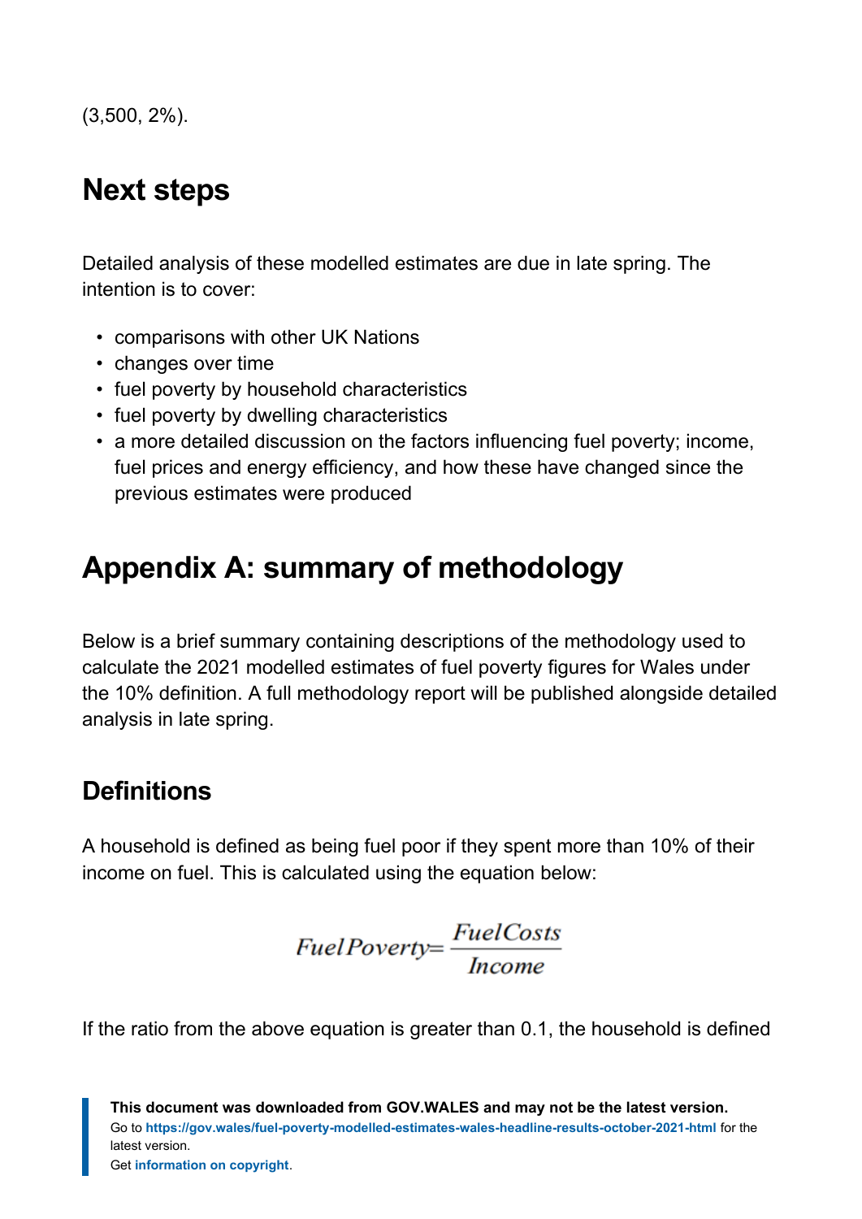(3,500, 2%).

## Next steps

Detailed analysis of these modelled estimates are due in late spring. The intention is to cover:

- comparisons with other UK Nations
- changes over time
- fuel poverty by household characteristics
- fuel poverty by dwelling characteristics
- a more detailed discussion on the factors influencing fuel poverty; income, fuel prices and energy efficiency, and how these have changed since the previous estimates were produced

# Appendix A: summary of methodology

Below is a brief summary containing descriptions of the methodology used to calculate the 2021 modelled estimates of fuel poverty figures for Wales under the 10% definition. A full methodology report will be published alongside detailed analysis in late spring.

## Definitions

A household is defined as being fuel poor if they spent more than 10% of their income on fuel. This is calculated using the equation below:

$$FuelPoverty = \frac{FuelCosts}{Income}$$

If the ratio from the above equation is greater than 0.1, the household is defined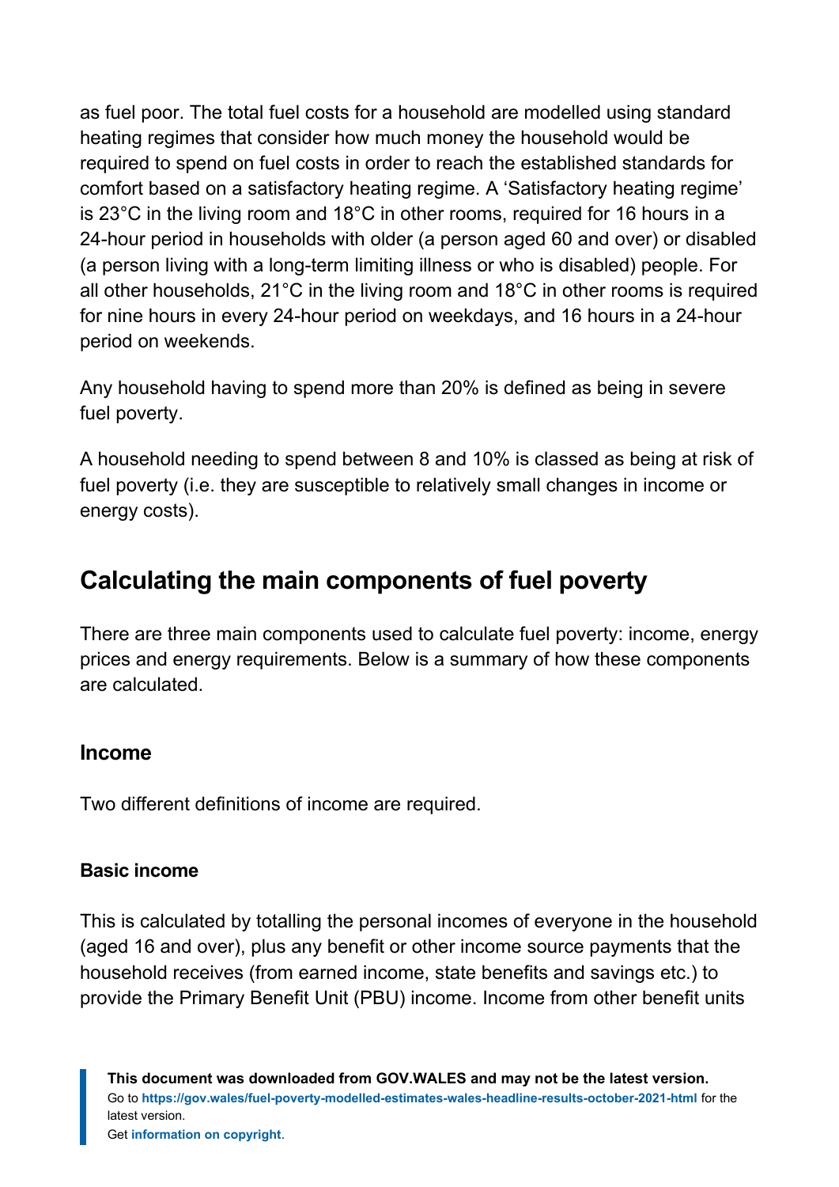as fuel poor. The total fuel costs for a household are modelled using standard heating regimes that consider how much money the household would be required to spend on fuel costs in order to reach the established standards for comfort based on a satisfactory heating regime. A 'Satisfactory heating regime' is 23°C in the living room and 18°C in other rooms, required for 16 hours in a 24-hour period in households with older (a person aged 60 and over) or disabled (a person living with a long-term limiting illness or who is disabled) people. For all other households, 21°C in the living room and 18°C in other rooms is required for nine hours in every 24-hour period on weekdays, and 16 hours in a 24-hour period on weekends.

Any household having to spend more than 20% is defined as being in severe fuel poverty.

A household needing to spend between 8 and 10% is classed as being at risk of fuel poverty (i.e. they are susceptible to relatively small changes in income or energy costs).

## Calculating the main components of fuel poverty

There are three main components used to calculate fuel poverty: income, energy prices and energy requirements. Below is a summary of how these components are calculated.

### Income

Two different definitions of income are required.

#### Basic income

This is calculated by totalling the personal incomes of everyone in the household (aged 16 and over), plus any benefit or other income source payments that the household receives (from earned income, state benefits and savings etc.) to provide the Primary Benefit Unit (PBU) income. Income from other benefit units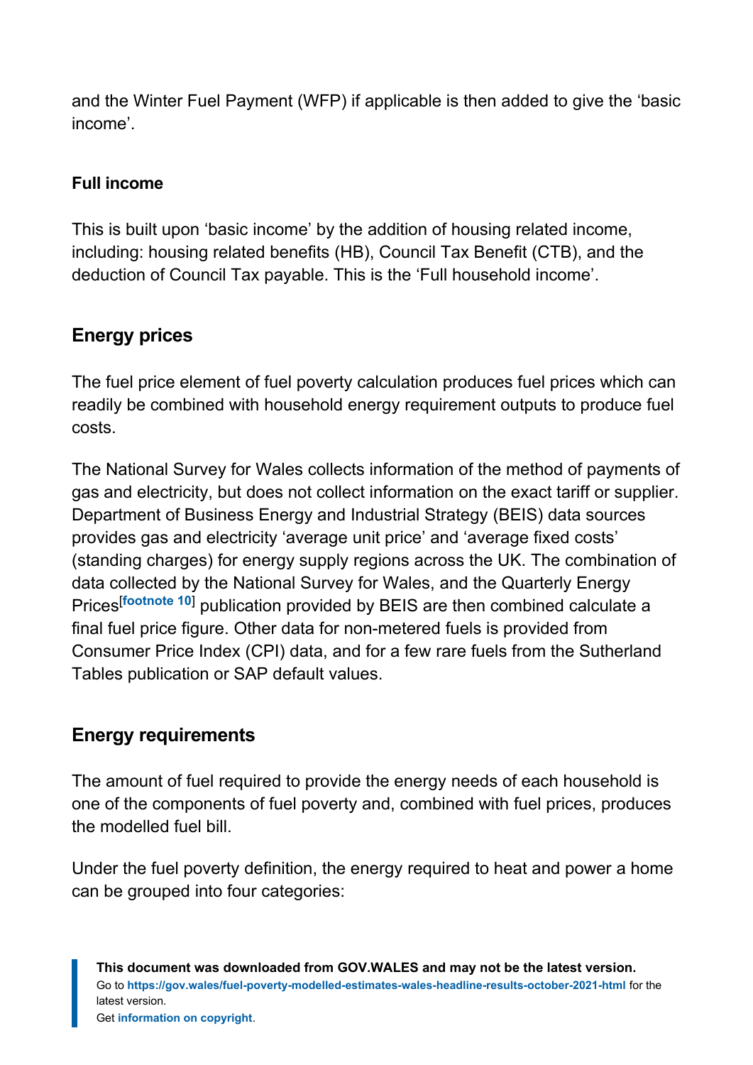and the Winter Fuel Payment (WFP) if applicable is then added to give the 'basic income'.

### Full income

This is built upon 'basic income' by the addition of housing related income, including: housing related benefits (HB), Council Tax Benefit (CTB), and the deduction of Council Tax payable. This is the 'Full household income'.

## Energy prices

The fuel price element of fuel poverty calculation produces fuel prices which can readily be combined with household energy requirement outputs to produce fuel costs.

The National Survey for Wales collects information of the method of payments of gas and electricity, but does not collect information on the exact tariff or supplier. Department of Business Energy and Industrial Strategy (BEIS) data sources provides gas and electricity 'average unit price' and 'average fixed costs' (standing charges) for energy supply regions across the UK. The combination of data collected by the National Survey for Wales, and the Quarterly Energy Prices[footnote 10] publication provided by BEIS are then combined calculate a final fuel price figure. Other data for non-metered fuels is provided from Consumer Price Index (CPI) data, and for a few rare fuels from the Sutherland Tables publication or SAP default values.

## Energy requirements

The amount of fuel required to provide the energy needs of each household is one of the components of fuel poverty and, combined with fuel prices, produces the modelled fuel bill.

Under the fuel poverty definition, the energy required to heat and power a home can be grouped into four categories: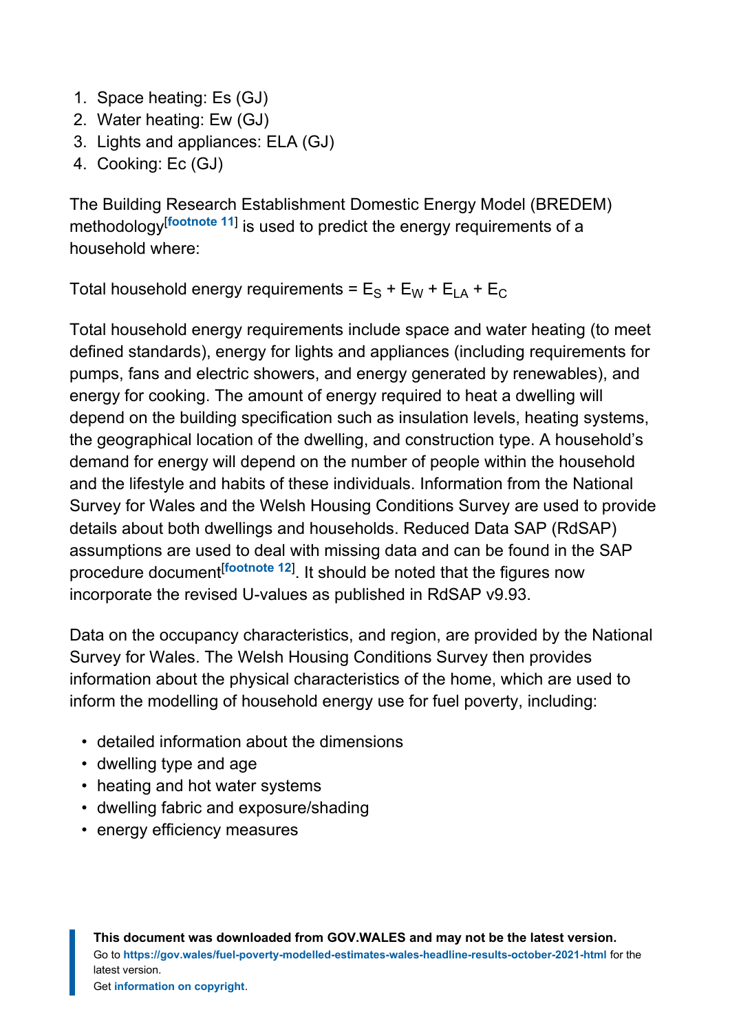1. Space heating: Es (GJ)
2. Water heating: Ew (GJ)
3. Lights and appliances: ELA (GJ)
4. Cooking: Ec (GJ)

The Building Research Establishment Domestic Energy Model (BREDEM) methodology[footnote 11] is used to predict the energy requirements of a household where:

Total household energy requirements = $E_S + E_W + E_{LA} + E_C$

Total household energy requirements include space and water heating (to meet defined standards), energy for lights and appliances (including requirements for pumps, fans and electric showers, and energy generated by renewables), and energy for cooking. The amount of energy required to heat a dwelling will depend on the building specification such as insulation levels, heating systems, the geographical location of the dwelling, and construction type. A household's demand for energy will depend on the number of people within the household and the lifestyle and habits of these individuals. Information from the National Survey for Wales and the Welsh Housing Conditions Survey are used to provide details about both dwellings and households. Reduced Data SAP (RdSAP) assumptions are used to deal with missing data and can be found in the SAP procedure document[footnote 12]. It should be noted that the figures now incorporate the revised U-values as published in RdSAP v9.93.

Data on the occupancy characteristics, and region, are provided by the National Survey for Wales. The Welsh Housing Conditions Survey then provides information about the physical characteristics of the home, which are used to inform the modelling of household energy use for fuel poverty, including:

- detailed information about the dimensions
- dwelling type and age
- heating and hot water systems
- dwelling fabric and exposure/shading
- energy efficiency measures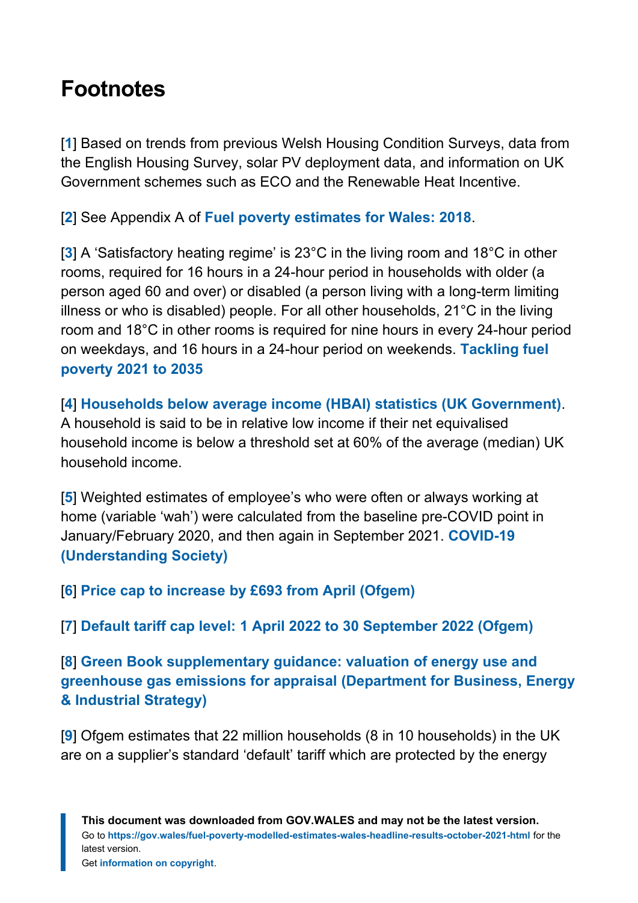# Footnotes

[1] Based on trends from previous Welsh Housing Condition Surveys, data from the English Housing Survey, solar PV deployment data, and information on UK Government schemes such as ECO and the Renewable Heat Incentive.

[2] See Appendix A of **Fuel poverty estimates for Wales: 2018**.

[3] A 'Satisfactory heating regime' is 23°C in the living room and 18°C in other rooms, required for 16 hours in a 24-hour period in households with older (a person aged 60 and over) or disabled (a person living with a long-term limiting illness or who is disabled) people. For all other households, 21°C in the living room and 18°C in other rooms is required for nine hours in every 24-hour period on weekdays, and 16 hours in a 24-hour period on weekends. **Tackling fuel poverty 2021 to 2035**

[4] **Households below average income (HBAI) statistics (UK Government)**. A household is said to be in relative low income if their net equivalised household income is below a threshold set at 60% of the average (median) UK household income.

[5] Weighted estimates of employee's who were often or always working at home (variable 'wah') were calculated from the baseline pre-COVID point in January/February 2020, and then again in September 2021. **COVID-19 (Understanding Society)**

[6] **Price cap to increase by £693 from April (Ofgem)**

[7] **Default tariff cap level: 1 April 2022 to 30 September 2022 (Ofgem)**

[8] **Green Book supplementary guidance: valuation of energy use and greenhouse gas emissions for appraisal (Department for Business, Energy & Industrial Strategy)**

[9] Ofgem estimates that 22 million households (8 in 10 households) in the UK are on a supplier's standard 'default' tariff which are protected by the energy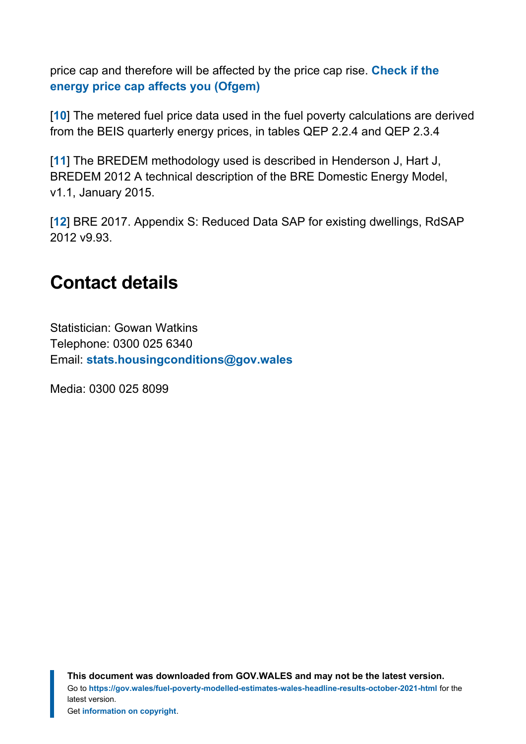price cap and therefore will be affected by the price cap rise. **Check if the energy price cap affects you (Ofgem)**

[**10**] The metered fuel price data used in the fuel poverty calculations are derived from the BEIS quarterly energy prices, in tables QEP 2.2.4 and QEP 2.3.4

[**11**] The BREDEM methodology used is described in Henderson J, Hart J, BREDEM 2012 A technical description of the BRE Domestic Energy Model, v1.1, January 2015.

[**12**] BRE 2017. Appendix S: Reduced Data SAP for existing dwellings, RdSAP 2012 v9.93.

## Contact details

Statistician: Gowan Watkins
Telephone: 0300 025 6340
Email: **stats.housingconditions@gov.wales**

Media: 0300 025 8099

**This document was downloaded from GOV.WALES and may not be the latest version.**
Go to **https://gov.wales/fuel-poverty-modelled-estimates-wales-headline-results-october-2021-html** for the latest version.
Get **information on copyright**.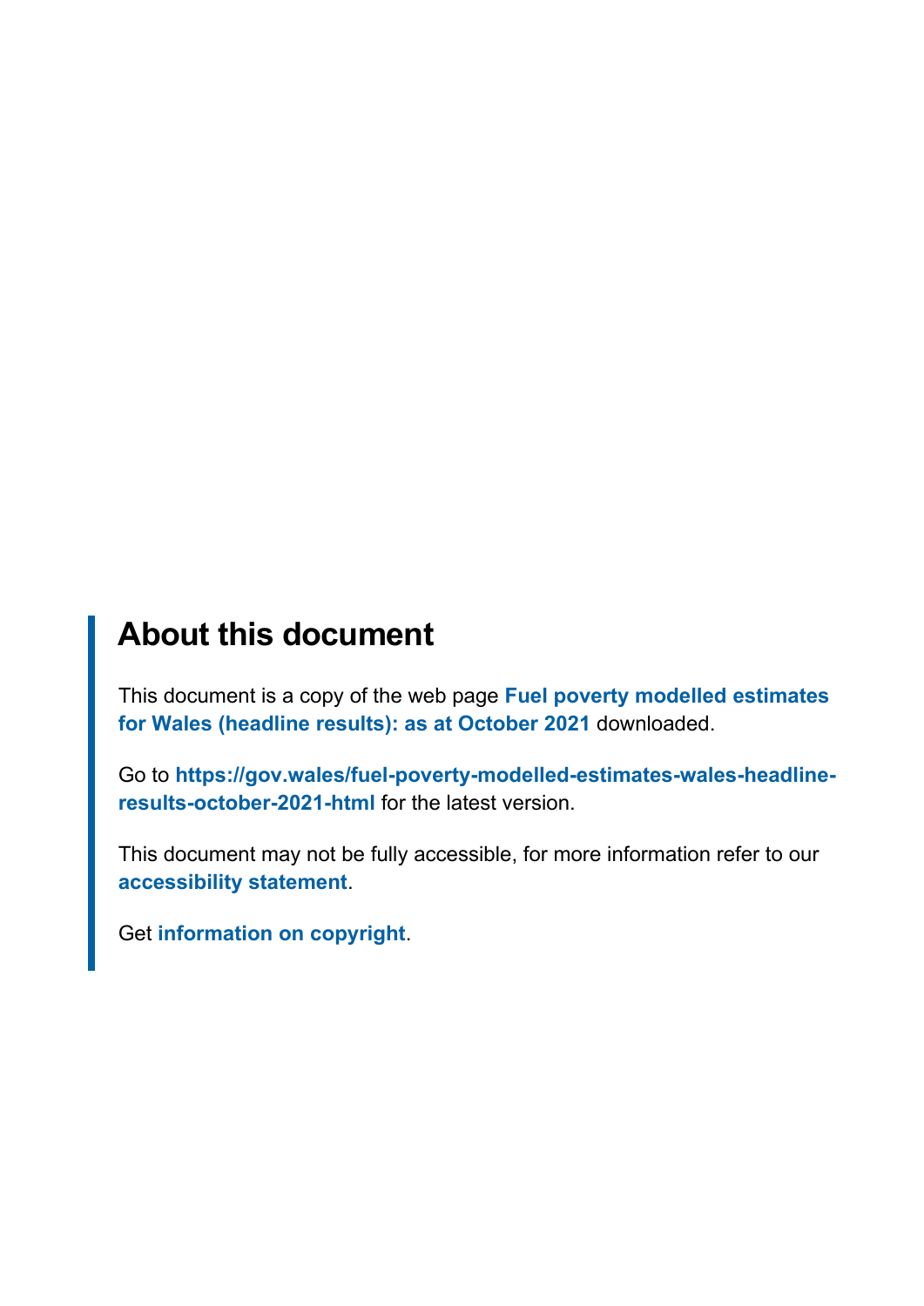## About this document

This document is a copy of the web page **Fuel poverty modelled estimates for Wales (headline results): as at October 2021** downloaded.

Go to **https://gov.wales/fuel-poverty-modelled-estimates-wales-headline-results-october-2021-html** for the latest version.

This document may not be fully accessible, for more information refer to our **accessibility statement**.

Get **information on copyright**.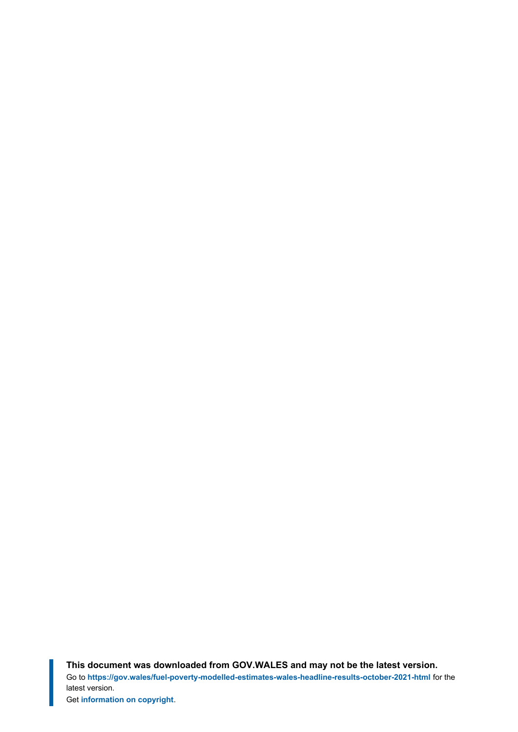**This document was downloaded from GOV.WALES and may not be the latest version.**

Go to **https://gov.wales/fuel-poverty-modelled-estimates-wales-headline-results-october-2021-html** for the latest version.

Get **information on copyright**.